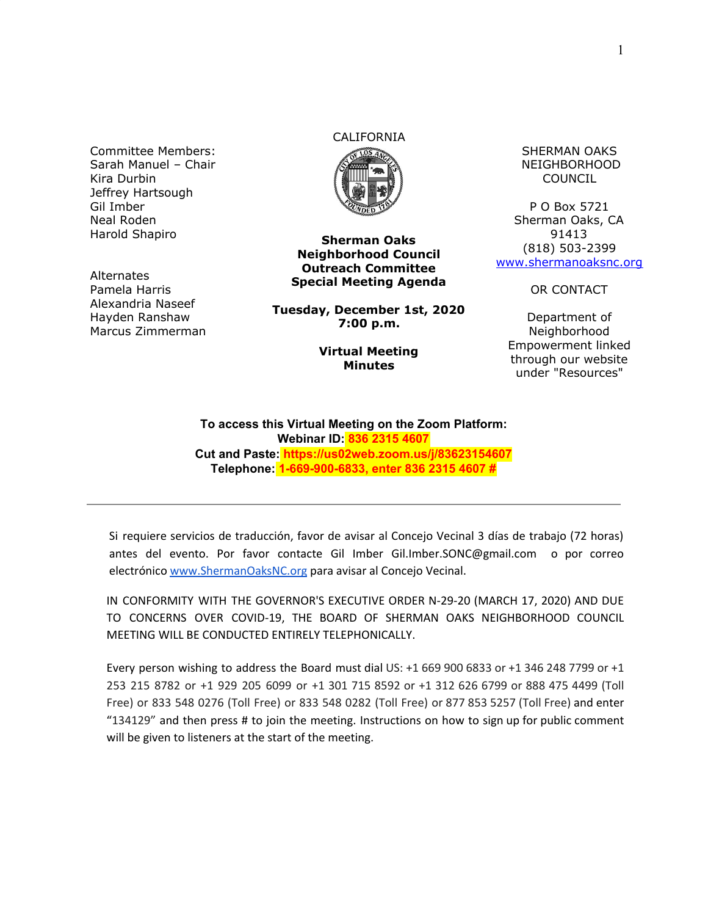Committee Members:
Sarah Manuel – Chair
Kira Durbin
Jeffrey Hartsough
Gil Imber
Neal Roden
Harold Shapiro

Alternates
Pamela Harris
Alexandria Naseef
Hayden Ranshaw
Marcus Zimmerman

CALIFORNIA

**Sherman Oaks Neighborhood Council Outreach Committee Special Meeting Agenda**

**Tuesday, December 1st, 2020**
**7:00 p.m.**

**Virtual Meeting**
**Minutes**

SHERMAN OAKS NEIGHBORHOOD COUNCIL

P O Box 5721
Sherman Oaks, CA 91413
(818) 503-2399
www.shermanoaksnc.org

OR CONTACT

Department of Neighborhood Empowerment linked through our website under "Resources"

**To access this Virtual Meeting on the Zoom Platform:**
**Webinar ID: 836 2315 4607**
**Cut and Paste: https://us02web.zoom.us/j/83623154607**
**Telephone: 1-669-900-6833, enter 836 2315 4607 #**

---

Si requiere servicios de traducción, favor de avisar al Concejo Vecinal 3 días de trabajo (72 horas) antes del evento. Por favor contacte Gil Imber Gil.Imber.SONC@gmail.com o por correo electrónico www.ShermanOaksNC.org para avisar al Concejo Vecinal.

IN CONFORMITY WITH THE GOVERNOR'S EXECUTIVE ORDER N-29-20 (MARCH 17, 2020) AND DUE TO CONCERNS OVER COVID-19, THE BOARD OF SHERMAN OAKS NEIGHBORHOOD COUNCIL MEETING WILL BE CONDUCTED ENTIRELY TELEPHONICALLY.

Every person wishing to address the Board must dial US: +1 669 900 6833 or +1 346 248 7799 or +1 253 215 8782 or +1 929 205 6099 or +1 301 715 8592 or +1 312 626 6799 or 888 475 4499 (Toll Free) or 833 548 0276 (Toll Free) or 833 548 0282 (Toll Free) or 877 853 5257 (Toll Free) and enter "134129" and then press # to join the meeting. Instructions on how to sign up for public comment will be given to listeners at the start of the meeting.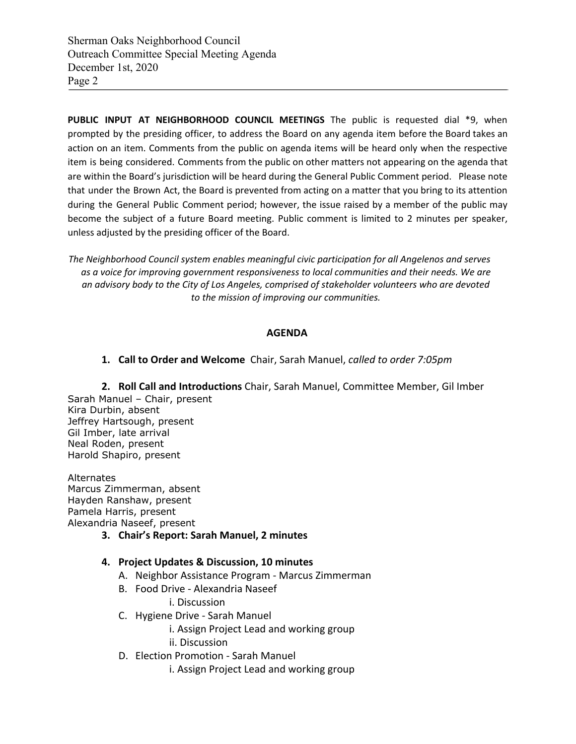**PUBLIC INPUT AT NEIGHBORHOOD COUNCIL MEETINGS** The public is requested dial *9, when prompted by the presiding officer, to address the Board on any agenda item before the Board takes an action on an item. Comments from the public on agenda items will be heard only when the respective item is being considered. Comments from the public on other matters not appearing on the agenda that are within the Board's jurisdiction will be heard during the General Public Comment period. Please note that under the Brown Act, the Board is prevented from acting on a matter that you bring to its attention during the General Public Comment period; however, the issue raised by a member of the public may become the subject of a future Board meeting. Public comment is limited to 2 minutes per speaker, unless adjusted by the presiding officer of the Board.

*The Neighborhood Council system enables meaningful civic participation for all Angelenos and serves as a voice for improving government responsiveness to local communities and their needs. We are an advisory body to the City of Los Angeles, comprised of stakeholder volunteers who are devoted to the mission of improving our communities.*

## AGENDA

1. **Call to Order and Welcome** Chair, Sarah Manuel, *called to order 7:05pm*

2. **Roll Call and Introductions** Chair, Sarah Manuel, Committee Member, Gil Imber

Sarah Manuel – Chair, present
Kira Durbin, absent
Jeffrey Hartsough, present
Gil Imber, late arrival
Neal Roden, present
Harold Shapiro, present

Alternates
Marcus Zimmerman, absent
Hayden Ranshaw, present
Pamela Harris, present
Alexandria Naseef, present

3. **Chair's Report: Sarah Manuel, 2 minutes**

4. **Project Updates & Discussion, 10 minutes**
   - A. Neighbor Assistance Program - Marcus Zimmerman
   - B. Food Drive - Alexandria Naseef
     - i. Discussion
   - C. Hygiene Drive - Sarah Manuel
     - i. Assign Project Lead and working group
     - ii. Discussion
   - D. Election Promotion - Sarah Manuel
     - i. Assign Project Lead and working group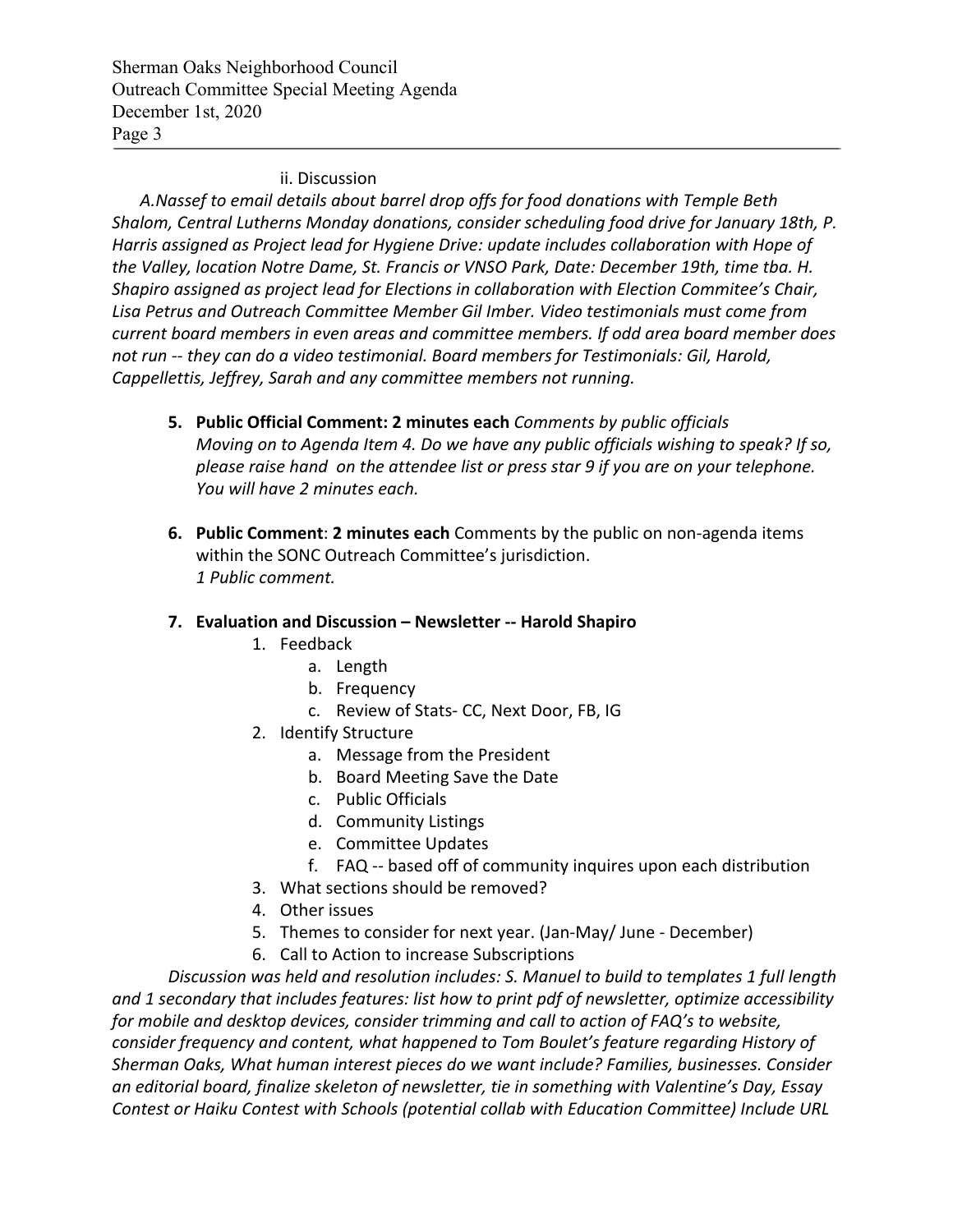ii. Discussion

*A.Nassef to email details about barrel drop offs for food donations with Temple Beth Shalom, Central Lutherns Monday donations, consider scheduling food drive for January 18th, P. Harris assigned as Project lead for Hygiene Drive: update includes collaboration with Hope of the Valley, location Notre Dame, St. Francis or VNSO Park, Date: December 19th, time tba. H. Shapiro assigned as project lead for Elections in collaboration with Election Commitee's Chair, Lisa Petrus and Outreach Committee Member Gil Imber. Video testimonials must come from current board members in even areas and committee members. If odd area board member does not run -- they can do a video testimonial. Board members for Testimonials: Gil, Harold, Cappellettis, Jeffrey, Sarah and any committee members not running.*

5. **Public Official Comment: 2 minutes each** *Comments by public officials*
   *Moving on to Agenda Item 4. Do we have any public officials wishing to speak? If so, please raise hand on the attendee list or press star 9 if you are on your telephone. You will have 2 minutes each.*

6. **Public Comment**: **2 minutes each** Comments by the public on non-agenda items within the SONC Outreach Committee's jurisdiction.
   *1 Public comment.*

7. **Evaluation and Discussion – Newsletter -- Harold Shapiro**
   1. Feedback
      a. Length
      b. Frequency
      c. Review of Stats- CC, Next Door, FB, IG
   2. Identify Structure
      a. Message from the President
      b. Board Meeting Save the Date
      c. Public Officials
      d. Community Listings
      e. Committee Updates
      f. FAQ -- based off of community inquires upon each distribution
   3. What sections should be removed?
   4. Other issues
   5. Themes to consider for next year. (Jan-May/ June - December)
   6. Call to Action to increase Subscriptions

*Discussion was held and resolution includes: S. Manuel to build to templates 1 full length and 1 secondary that includes features: list how to print pdf of newsletter, optimize accessibility for mobile and desktop devices, consider trimming and call to action of FAQ's to website, consider frequency and content, what happened to Tom Boulet's feature regarding History of Sherman Oaks, What human interest pieces do we want include? Families, businesses. Consider an editorial board, finalize skeleton of newsletter, tie in something with Valentine's Day, Essay Contest or Haiku Contest with Schools (potential collab with Education Committee) Include URL*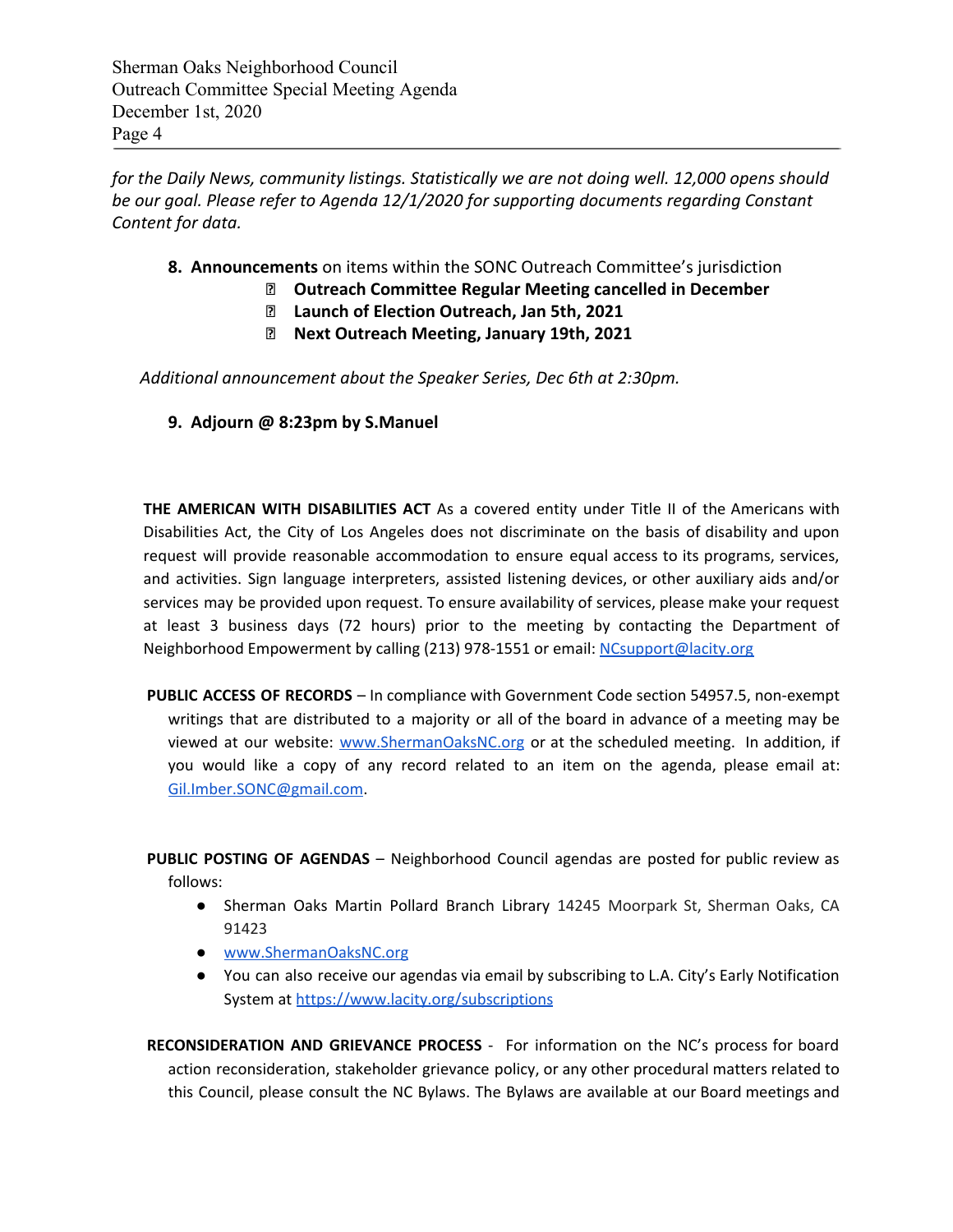*for the Daily News, community listings. Statistically we are not doing well. 12,000 opens should be our goal. Please refer to Agenda 12/1/2020 for supporting documents regarding Constant Content for data.*

8. **Announcements** on items within the SONC Outreach Committee's jurisdiction
   - **Outreach Committee Regular Meeting cancelled in December**
   - **Launch of Election Outreach, Jan 5th, 2021**
   - **Next Outreach Meeting, January 19th, 2021**

*Additional announcement about the Speaker Series, Dec 6th at 2:30pm.*

9. **Adjourn @ 8:23pm by S.Manuel**

**THE AMERICAN WITH DISABILITIES ACT** As a covered entity under Title II of the Americans with Disabilities Act, the City of Los Angeles does not discriminate on the basis of disability and upon request will provide reasonable accommodation to ensure equal access to its programs, services, and activities. Sign language interpreters, assisted listening devices, or other auxiliary aids and/or services may be provided upon request. To ensure availability of services, please make your request at least 3 business days (72 hours) prior to the meeting by contacting the Department of Neighborhood Empowerment by calling (213) 978-1551 or email: NCsupport@lacity.org

**PUBLIC ACCESS OF RECORDS** – In compliance with Government Code section 54957.5, non-exempt writings that are distributed to a majority or all of the board in advance of a meeting may be viewed at our website: www.ShermanOaksNC.org or at the scheduled meeting. In addition, if you would like a copy of any record related to an item on the agenda, please email at: Gil.Imber.SONC@gmail.com.

**PUBLIC POSTING OF AGENDAS** – Neighborhood Council agendas are posted for public review as follows:

- Sherman Oaks Martin Pollard Branch Library 14245 Moorpark St, Sherman Oaks, CA 91423
- www.ShermanOaksNC.org
- You can also receive our agendas via email by subscribing to L.A. City's Early Notification System at https://www.lacity.org/subscriptions

**RECONSIDERATION AND GRIEVANCE PROCESS** - For information on the NC's process for board action reconsideration, stakeholder grievance policy, or any other procedural matters related to this Council, please consult the NC Bylaws. The Bylaws are available at our Board meetings and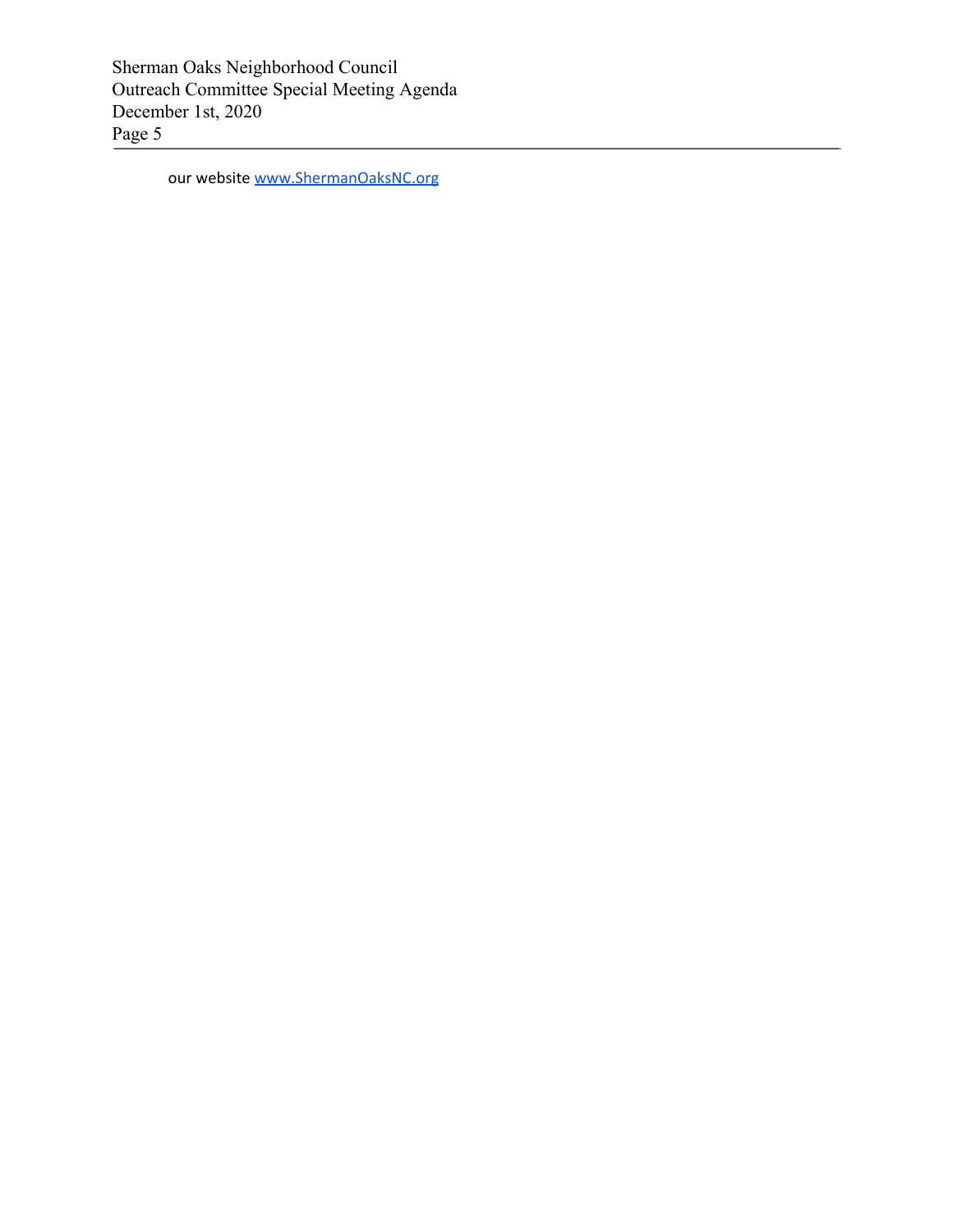our website [www.ShermanOaksNC.org](http://www.ShermanOaksNC.org)